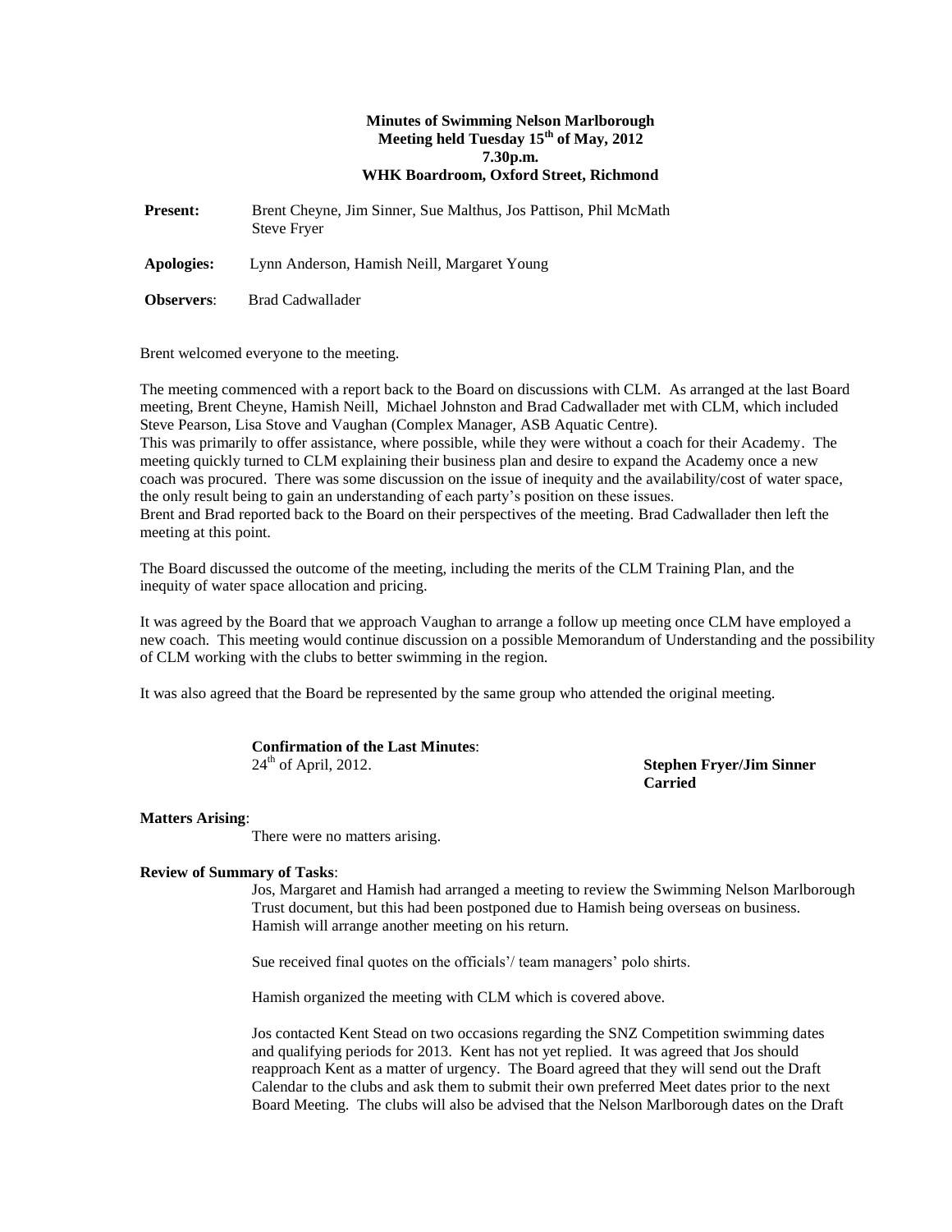**Minutes of Swimming Nelson Marlborough**
**Meeting held Tuesday 15th of May, 2012**
**7.30p.m.**
**WHK Boardroom, Oxford Street, Richmond**

**Present:** Brent Cheyne, Jim Sinner, Sue Malthus, Jos Pattison, Phil McMath Steve Fryer

**Apologies:** Lynn Anderson, Hamish Neill, Margaret Young

**Observers**: Brad Cadwallader

Brent welcomed everyone to the meeting.

The meeting commenced with a report back to the Board on discussions with CLM. As arranged at the last Board meeting, Brent Cheyne, Hamish Neill, Michael Johnston and Brad Cadwallader met with CLM, which included Steve Pearson, Lisa Stove and Vaughan (Complex Manager, ASB Aquatic Centre).
This was primarily to offer assistance, where possible, while they were without a coach for their Academy. The meeting quickly turned to CLM explaining their business plan and desire to expand the Academy once a new coach was procured. There was some discussion on the issue of inequity and the availability/cost of water space, the only result being to gain an understanding of each party's position on these issues.
Brent and Brad reported back to the Board on their perspectives of the meeting. Brad Cadwallader then left the meeting at this point.

The Board discussed the outcome of the meeting, including the merits of the CLM Training Plan, and the inequity of water space allocation and pricing.

It was agreed by the Board that we approach Vaughan to arrange a follow up meeting once CLM have employed a new coach. This meeting would continue discussion on a possible Memorandum of Understanding and the possibility of CLM working with the clubs to better swimming in the region.

It was also agreed that the Board be represented by the same group who attended the original meeting.

**Confirmation of the Last Minutes**:
24th of April, 2012. **Stephen Fryer/Jim Sinner**
**Carried**

**Matters Arising**:

There were no matters arising.

**Review of Summary of Tasks**:

Jos, Margaret and Hamish had arranged a meeting to review the Swimming Nelson Marlborough Trust document, but this had been postponed due to Hamish being overseas on business. Hamish will arrange another meeting on his return.

Sue received final quotes on the officials'/ team managers' polo shirts.

Hamish organized the meeting with CLM which is covered above.

Jos contacted Kent Stead on two occasions regarding the SNZ Competition swimming dates and qualifying periods for 2013. Kent has not yet replied. It was agreed that Jos should reapproach Kent as a matter of urgency. The Board agreed that they will send out the Draft Calendar to the clubs and ask them to submit their own preferred Meet dates prior to the next Board Meeting. The clubs will also be advised that the Nelson Marlborough dates on the Draft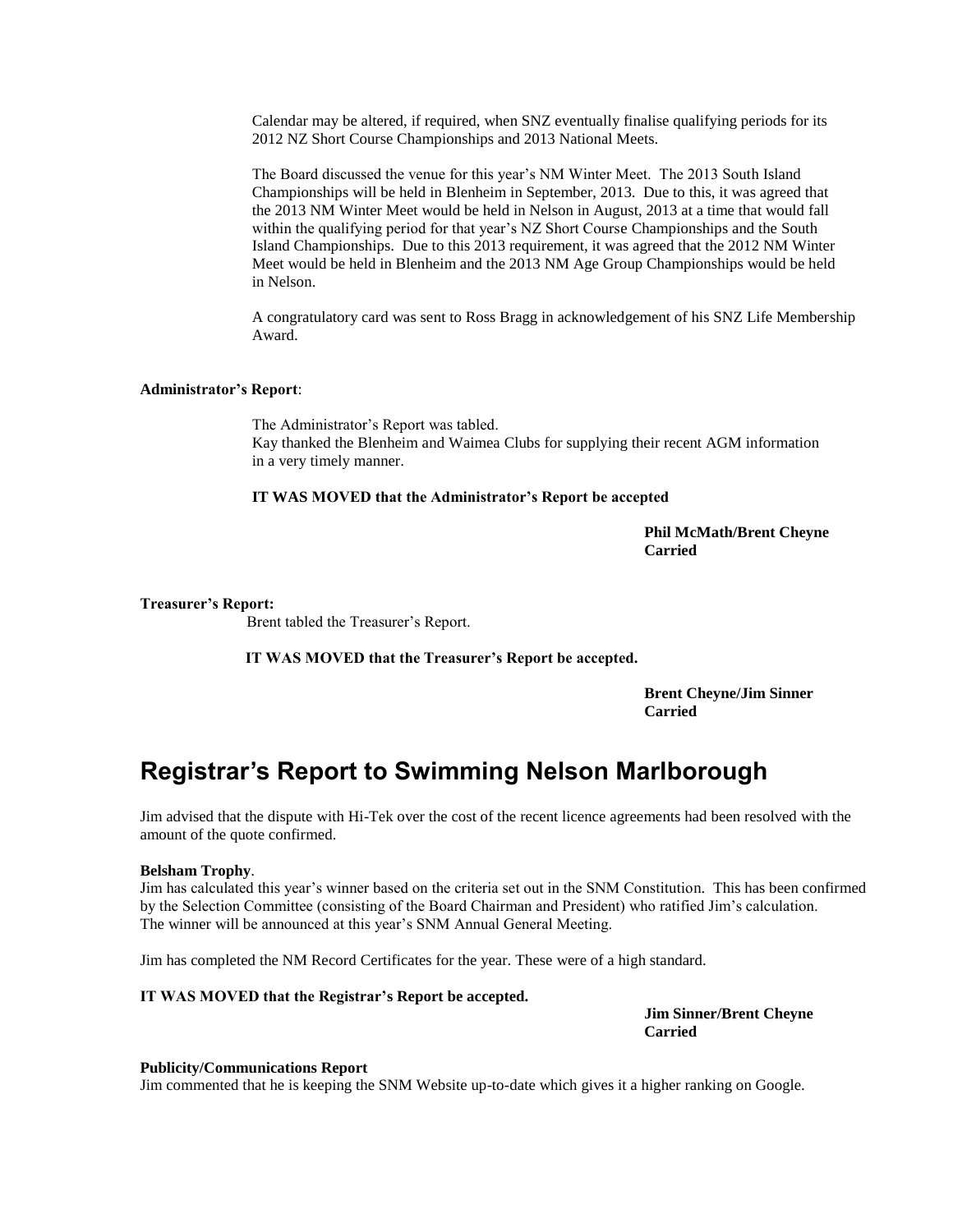Calendar may be altered, if required, when SNZ eventually finalise qualifying periods for its 2012 NZ Short Course Championships and 2013 National Meets.

The Board discussed the venue for this year's NM Winter Meet. The 2013 South Island Championships will be held in Blenheim in September, 2013. Due to this, it was agreed that the 2013 NM Winter Meet would be held in Nelson in August, 2013 at a time that would fall within the qualifying period for that year's NZ Short Course Championships and the South Island Championships. Due to this 2013 requirement, it was agreed that the 2012 NM Winter Meet would be held in Blenheim and the 2013 NM Age Group Championships would be held in Nelson.

A congratulatory card was sent to Ross Bragg in acknowledgement of his SNZ Life Membership Award.

**Administrator's Report**:

The Administrator's Report was tabled.
Kay thanked the Blenheim and Waimea Clubs for supplying their recent AGM information in a very timely manner.

**IT WAS MOVED that the Administrator's Report be accepted**

**Phil McMath/Brent Cheyne**
**Carried**

**Treasurer's Report:**

Brent tabled the Treasurer's Report.

**IT WAS MOVED that the Treasurer's Report be accepted.**

**Brent Cheyne/Jim Sinner**
**Carried**

# Registrar's Report to Swimming Nelson Marlborough

Jim advised that the dispute with Hi-Tek over the cost of the recent licence agreements had been resolved with the amount of the quote confirmed.

**Belsham Trophy**.
Jim has calculated this year's winner based on the criteria set out in the SNM Constitution. This has been confirmed by the Selection Committee (consisting of the Board Chairman and President) who ratified Jim's calculation. The winner will be announced at this year's SNM Annual General Meeting.

Jim has completed the NM Record Certificates for the year. These were of a high standard.

**IT WAS MOVED that the Registrar's Report be accepted.**

**Jim Sinner/Brent Cheyne**
**Carried**

**Publicity/Communications Report**
Jim commented that he is keeping the SNM Website up-to-date which gives it a higher ranking on Google.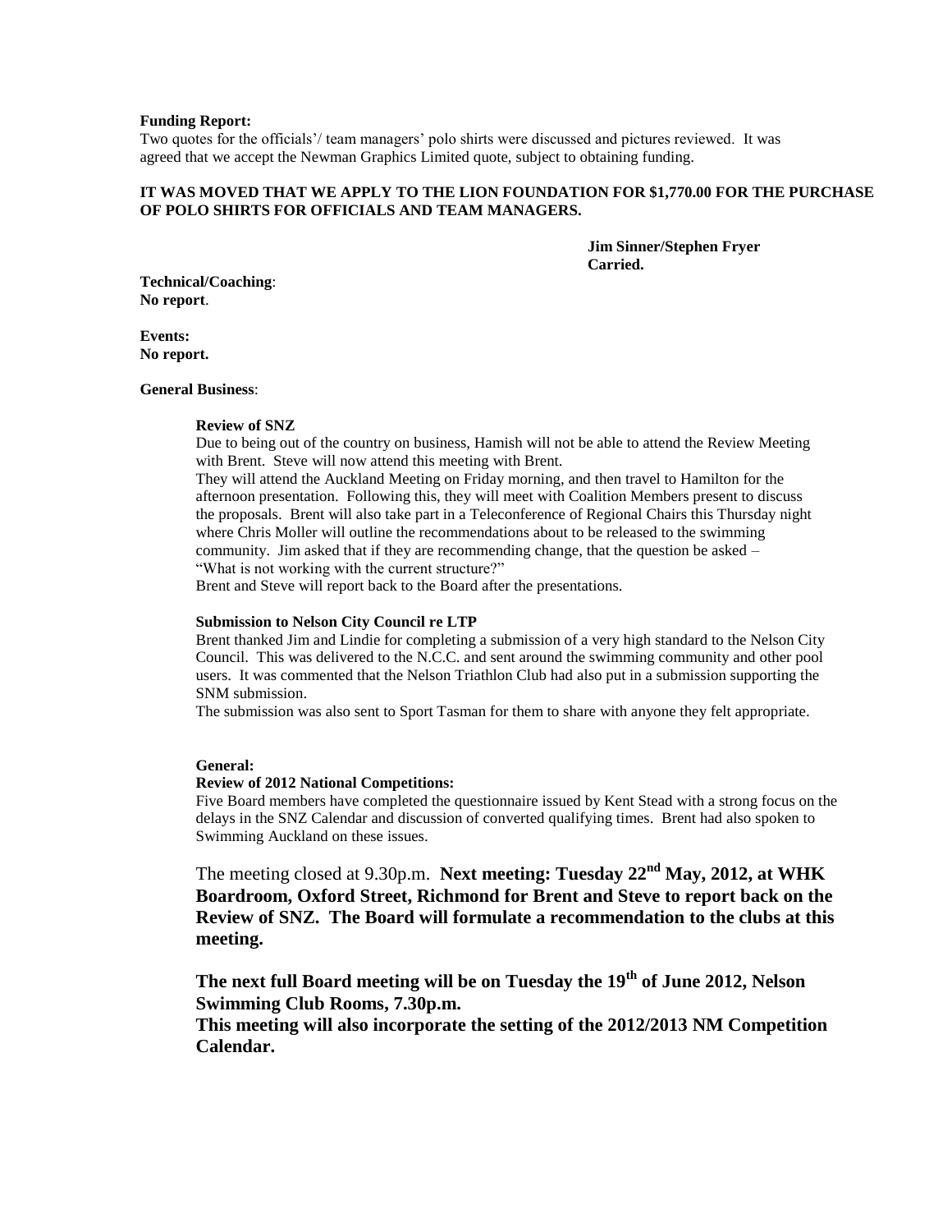**Funding Report:**
Two quotes for the officials'/ team managers' polo shirts were discussed and pictures reviewed. It was agreed that we accept the Newman Graphics Limited quote, subject to obtaining funding.

**IT WAS MOVED THAT WE APPLY TO THE LION FOUNDATION FOR $1,770.00 FOR THE PURCHASE OF POLO SHIRTS FOR OFFICIALS AND TEAM MANAGERS.**

**Jim Sinner/Stephen Fryer**
**Carried.**

**Technical/Coaching**:
**No report**.

**Events:**
**No report.**

**General Business**:

**Review of SNZ**
Due to being out of the country on business, Hamish will not be able to attend the Review Meeting with Brent. Steve will now attend this meeting with Brent.
They will attend the Auckland Meeting on Friday morning, and then travel to Hamilton for the afternoon presentation. Following this, they will meet with Coalition Members present to discuss the proposals. Brent will also take part in a Teleconference of Regional Chairs this Thursday night where Chris Moller will outline the recommendations about to be released to the swimming community. Jim asked that if they are recommending change, that the question be asked – "What is not working with the current structure?"
Brent and Steve will report back to the Board after the presentations.

**Submission to Nelson City Council re LTP**
Brent thanked Jim and Lindie for completing a submission of a very high standard to the Nelson City Council. This was delivered to the N.C.C. and sent around the swimming community and other pool users. It was commented that the Nelson Triathlon Club had also put in a submission supporting the SNM submission.
The submission was also sent to Sport Tasman for them to share with anyone they felt appropriate.

**General:**
**Review of 2012 National Competitions:**
Five Board members have completed the questionnaire issued by Kent Stead with a strong focus on the delays in the SNZ Calendar and discussion of converted qualifying times. Brent had also spoken to Swimming Auckland on these issues.

The meeting closed at 9.30p.m. **Next meeting: Tuesday 22nd May, 2012, at WHK Boardroom, Oxford Street, Richmond for Brent and Steve to report back on the Review of SNZ. The Board will formulate a recommendation to the clubs at this meeting.**

**The next full Board meeting will be on Tuesday the 19th of June 2012, Nelson Swimming Club Rooms, 7.30p.m.**
**This meeting will also incorporate the setting of the 2012/2013 NM Competition Calendar.**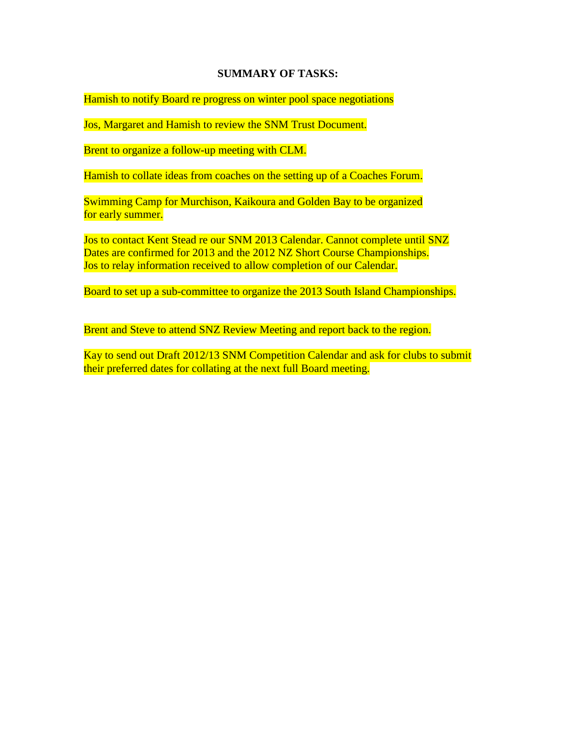**SUMMARY OF TASKS:**

Hamish to notify Board re progress on winter pool space negotiations

Jos, Margaret and Hamish to review the SNM Trust Document.

Brent to organize a follow-up meeting with CLM.

Hamish to collate ideas from coaches on the setting up of a Coaches Forum.

Swimming Camp for Murchison, Kaikoura and Golden Bay to be organized for early summer.

Jos to contact Kent Stead re our SNM 2013 Calendar. Cannot complete until SNZ Dates are confirmed for 2013 and the 2012 NZ Short Course Championships. Jos to relay information received to allow completion of our Calendar.

Board to set up a sub-committee to organize the 2013 South Island Championships.

Brent and Steve to attend SNZ Review Meeting and report back to the region.

Kay to send out Draft 2012/13 SNM Competition Calendar and ask for clubs to submit their preferred dates for collating at the next full Board meeting.